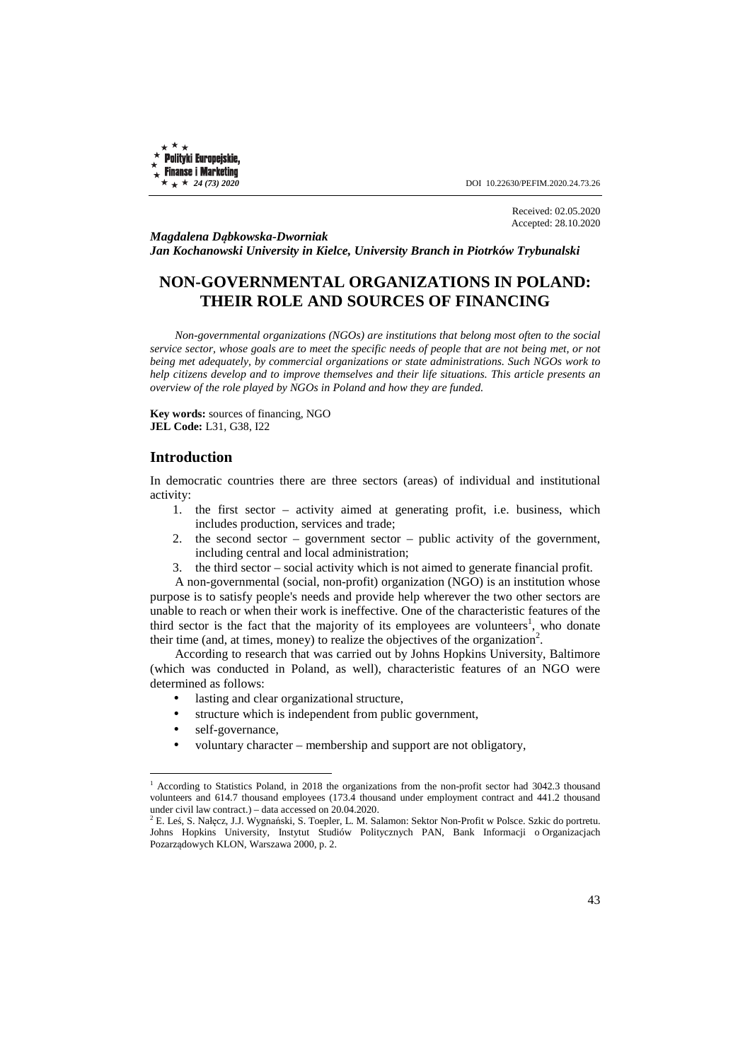DOI 10.22630/PEFIM.2020.24.73.26

Received: 02.05.2020
Accepted: 28.10.2020

***Magdalena Dąbkowska-Dworniak***
***Jan Kochanowski University in Kielce, University Branch in Piotrków Trybunalski***

# NON-GOVERNMENTAL ORGANIZATIONS IN POLAND: THEIR ROLE AND SOURCES OF FINANCING

*Non-governmental organizations (NGOs) are institutions that belong most often to the social service sector, whose goals are to meet the specific needs of people that are not being met, or not being met adequately, by commercial organizations or state administrations. Such NGOs work to help citizens develop and to improve themselves and their life situations. This article presents an overview of the role played by NGOs in Poland and how they are funded.*

**Key words:** sources of financing, NGO
**JEL Code:** L31, G38, I22

## Introduction

In democratic countries there are three sectors (areas) of individual and institutional activity:

1. the first sector – activity aimed at generating profit, i.e. business, which includes production, services and trade;
2. the second sector – government sector – public activity of the government, including central and local administration;
3. the third sector – social activity which is not aimed to generate financial profit.

A non-governmental (social, non-profit) organization (NGO) is an institution whose purpose is to satisfy people's needs and provide help wherever the two other sectors are unable to reach or when their work is ineffective. One of the characteristic features of the third sector is the fact that the majority of its employees are volunteers[1], who donate their time (and, at times, money) to realize the objectives of the organization[2].

According to research that was carried out by Johns Hopkins University, Baltimore (which was conducted in Poland, as well), characteristic features of an NGO were determined as follows:

- lasting and clear organizational structure,
- structure which is independent from public government,
- self-governance,
- voluntary character – membership and support are not obligatory,

[1] According to Statistics Poland, in 2018 the organizations from the non-profit sector had 3042.3 thousand volunteers and 614.7 thousand employees (173.4 thousand under employment contract and 441.2 thousand under civil law contract.) – data accessed on 20.04.2020.

[2] E. Leś, S. Nałęcz, J.J. Wygnański, S. Toepler, L. M. Salamon: Sektor Non-Profit w Polsce. Szkic do portretu. Johns Hopkins University, Instytut Studiów Politycznych PAN, Bank Informacji o Organizacjach Pozarządowych KLON, Warszawa 2000, p. 2.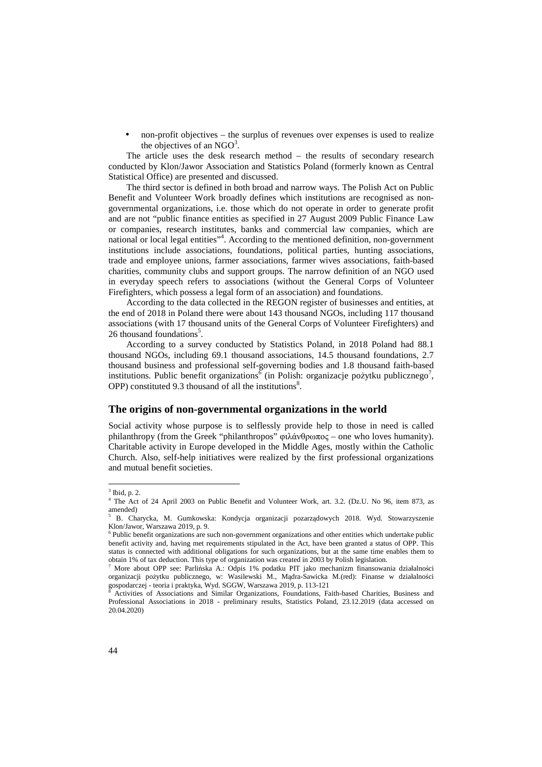- non-profit objectives – the surplus of revenues over expenses is used to realize the objectives of an NGO[3].

The article uses the desk research method – the results of secondary research conducted by Klon/Jawor Association and Statistics Poland (formerly known as Central Statistical Office) are presented and discussed.

The third sector is defined in both broad and narrow ways. The Polish Act on Public Benefit and Volunteer Work broadly defines which institutions are recognised as non-governmental organizations, i.e. those which do not operate in order to generate profit and are not "public finance entities as specified in 27 August 2009 Public Finance Law or companies, research institutes, banks and commercial law companies, which are national or local legal entities"[4]. According to the mentioned definition, non-government institutions include associations, foundations, political parties, hunting associations, trade and employee unions, farmer associations, farmer wives associations, faith-based charities, community clubs and support groups. The narrow definition of an NGO used in everyday speech refers to associations (without the General Corps of Volunteer Firefighters, which possess a legal form of an association) and foundations.

According to the data collected in the REGON register of businesses and entities, at the end of 2018 in Poland there were about 143 thousand NGOs, including 117 thousand associations (with 17 thousand units of the General Corps of Volunteer Firefighters) and 26 thousand foundations[5].

According to a survey conducted by Statistics Poland, in 2018 Poland had 88.1 thousand NGOs, including 69.1 thousand associations, 14.5 thousand foundations, 2.7 thousand business and professional self-governing bodies and 1.8 thousand faith-based institutions. Public benefit organizations[6] (in Polish: organizacje pożytku publicznego[7], OPP) constituted 9.3 thousand of all the institutions[8].

## The origins of non-governmental organizations in the world

Social activity whose purpose is to selflessly provide help to those in need is called philanthropy (from the Greek "philanthropos" φιλάνθρωπος – one who loves humanity). Charitable activity in Europe developed in the Middle Ages, mostly within the Catholic Church. Also, self-help initiatives were realized by the first professional organizations and mutual benefit societies.

---

[3] Ibid, p. 2.

[4] The Act of 24 April 2003 on Public Benefit and Volunteer Work, art. 3.2. (Dz.U. No 96, item 873, as amended)

[5] B. Charycka, M. Gumkowska: Kondycja organizacji pozarządowych 2018. Wyd. Stowarzyszenie Klon/Jawor, Warszawa 2019, p. 9.

[6] Public benefit organizations are such non-government organizations and other entities which undertake public benefit activity and, having met requirements stipulated in the Act, have been granted a status of OPP. This status is connected with additional obligations for such organizations, but at the same time enables them to obtain 1% of tax deduction. This type of organization was created in 2003 by Polish legislation.

[7] More about OPP see: Parlińska A.: Odpis 1% podatku PIT jako mechanizm finansowania działalności organizacji pożytku publicznego, w: Wasilewski M., Mądra-Sawicka M.(red): Finanse w działalności gospodarczej - teoria i praktyka, Wyd. SGGW, Warszawa 2019, p. 113-121

[8] Activities of Associations and Similar Organizations, Foundations, Faith-based Charities, Business and Professional Associations in 2018 - preliminary results, Statistics Poland, 23.12.2019 (data accessed on 20.04.2020)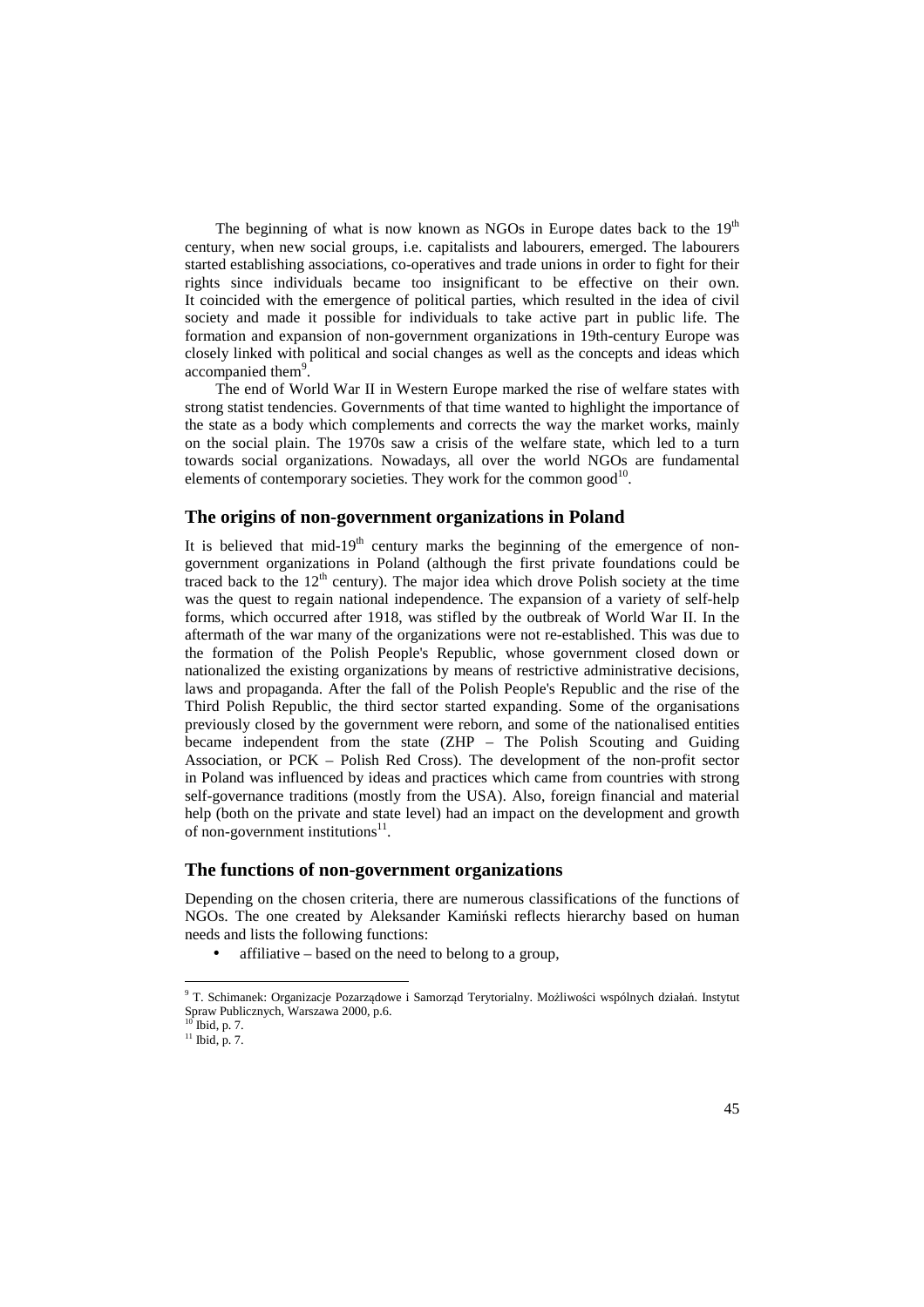The beginning of what is now known as NGOs in Europe dates back to the 19th century, when new social groups, i.e. capitalists and labourers, emerged. The labourers started establishing associations, co-operatives and trade unions in order to fight for their rights since individuals became too insignificant to be effective on their own. It coincided with the emergence of political parties, which resulted in the idea of civil society and made it possible for individuals to take active part in public life. The formation and expansion of non-government organizations in 19th-century Europe was closely linked with political and social changes as well as the concepts and ideas which accompanied them[9].

The end of World War II in Western Europe marked the rise of welfare states with strong statist tendencies. Governments of that time wanted to highlight the importance of the state as a body which complements and corrects the way the market works, mainly on the social plain. The 1970s saw a crisis of the welfare state, which led to a turn towards social organizations. Nowadays, all over the world NGOs are fundamental elements of contemporary societies. They work for the common good[10].

## The origins of non-government organizations in Poland

It is believed that mid-19th century marks the beginning of the emergence of non-government organizations in Poland (although the first private foundations could be traced back to the 12th century). The major idea which drove Polish society at the time was the quest to regain national independence. The expansion of a variety of self-help forms, which occurred after 1918, was stifled by the outbreak of World War II. In the aftermath of the war many of the organizations were not re-established. This was due to the formation of the Polish People's Republic, whose government closed down or nationalized the existing organizations by means of restrictive administrative decisions, laws and propaganda. After the fall of the Polish People's Republic and the rise of the Third Polish Republic, the third sector started expanding. Some of the organisations previously closed by the government were reborn, and some of the nationalised entities became independent from the state (ZHP – The Polish Scouting and Guiding Association, or PCK – Polish Red Cross). The development of the non-profit sector in Poland was influenced by ideas and practices which came from countries with strong self-governance traditions (mostly from the USA). Also, foreign financial and material help (both on the private and state level) had an impact on the development and growth of non-government institutions[11].

## The functions of non-government organizations

Depending on the chosen criteria, there are numerous classifications of the functions of NGOs. The one created by Aleksander Kamiński reflects hierarchy based on human needs and lists the following functions:

- affiliative – based on the need to belong to a group,

---

[9] T. Schimanek: Organizacje Pozarządowe i Samorząd Terytorialny. Możliwości wspólnych działań. Instytut Spraw Publicznych, Warszawa 2000, p.6.

[10] Ibid, p. 7.

[11] Ibid, p. 7.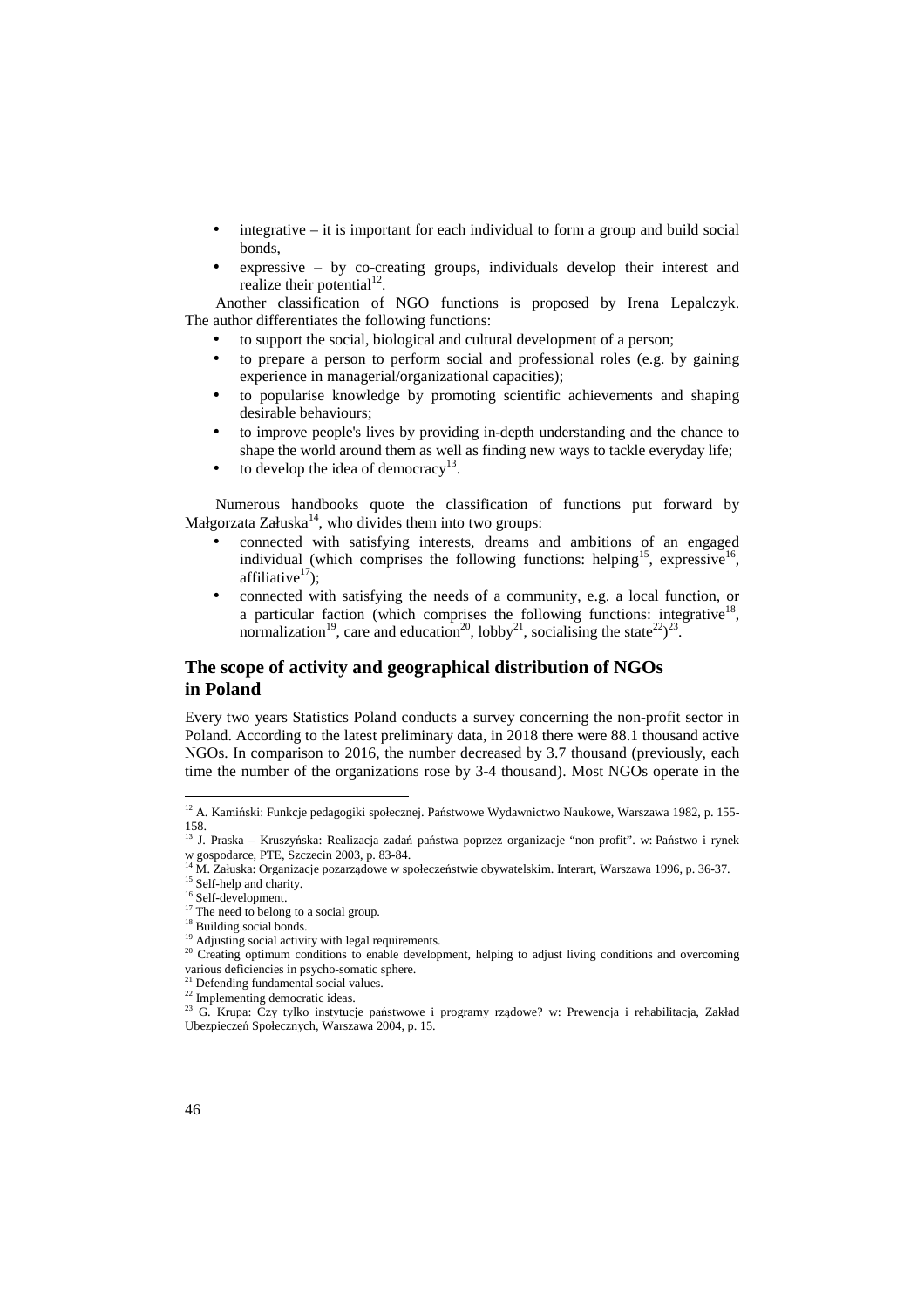- integrative – it is important for each individual to form a group and build social bonds,
- expressive – by co-creating groups, individuals develop their interest and realize their potential[12].

Another classification of NGO functions is proposed by Irena Lepalczyk. The author differentiates the following functions:

- to support the social, biological and cultural development of a person;
- to prepare a person to perform social and professional roles (e.g. by gaining experience in managerial/organizational capacities);
- to popularise knowledge by promoting scientific achievements and shaping desirable behaviours;
- to improve people's lives by providing in-depth understanding and the chance to shape the world around them as well as finding new ways to tackle everyday life;
- to develop the idea of democracy[13].

Numerous handbooks quote the classification of functions put forward by Małgorzata Załuska[14], who divides them into two groups:

- connected with satisfying interests, dreams and ambitions of an engaged individual (which comprises the following functions: helping[15], expressive[16], affiliative[17]);
- connected with satisfying the needs of a community, e.g. a local function, or a particular faction (which comprises the following functions: integrative[18], normalization[19], care and education[20], lobby[21], socialising the state[22])[23].

## The scope of activity and geographical distribution of NGOs in Poland

Every two years Statistics Poland conducts a survey concerning the non-profit sector in Poland. According to the latest preliminary data, in 2018 there were 88.1 thousand active NGOs. In comparison to 2016, the number decreased by 3.7 thousand (previously, each time the number of the organizations rose by 3-4 thousand). Most NGOs operate in the

---

[12] A. Kamiński: Funkcje pedagogiki społecznej. Państwowe Wydawnictwo Naukowe, Warszawa 1982, p. 155-158.

[13] J. Praska – Kruszyńska: Realizacja zadań państwa poprzez organizacje "non profit". w: Państwo i rynek w gospodarce, PTE, Szczecin 2003, p. 83-84.

[14] M. Załuska: Organizacje pozarządowe w społeczeństwie obywatelskim. Interart, Warszawa 1996, p. 36-37.

[15] Self-help and charity.

[16] Self-development.

[17] The need to belong to a social group.

[18] Building social bonds.

[19] Adjusting social activity with legal requirements.

[20] Creating optimum conditions to enable development, helping to adjust living conditions and overcoming various deficiencies in psycho-somatic sphere.

[21] Defending fundamental social values.

[22] Implementing democratic ideas.

[23] G. Krupa: Czy tylko instytucje państwowe i programy rządowe? w: Prewencja i rehabilitacja, Zakład Ubezpieczeń Społecznych, Warszawa 2004, p. 15.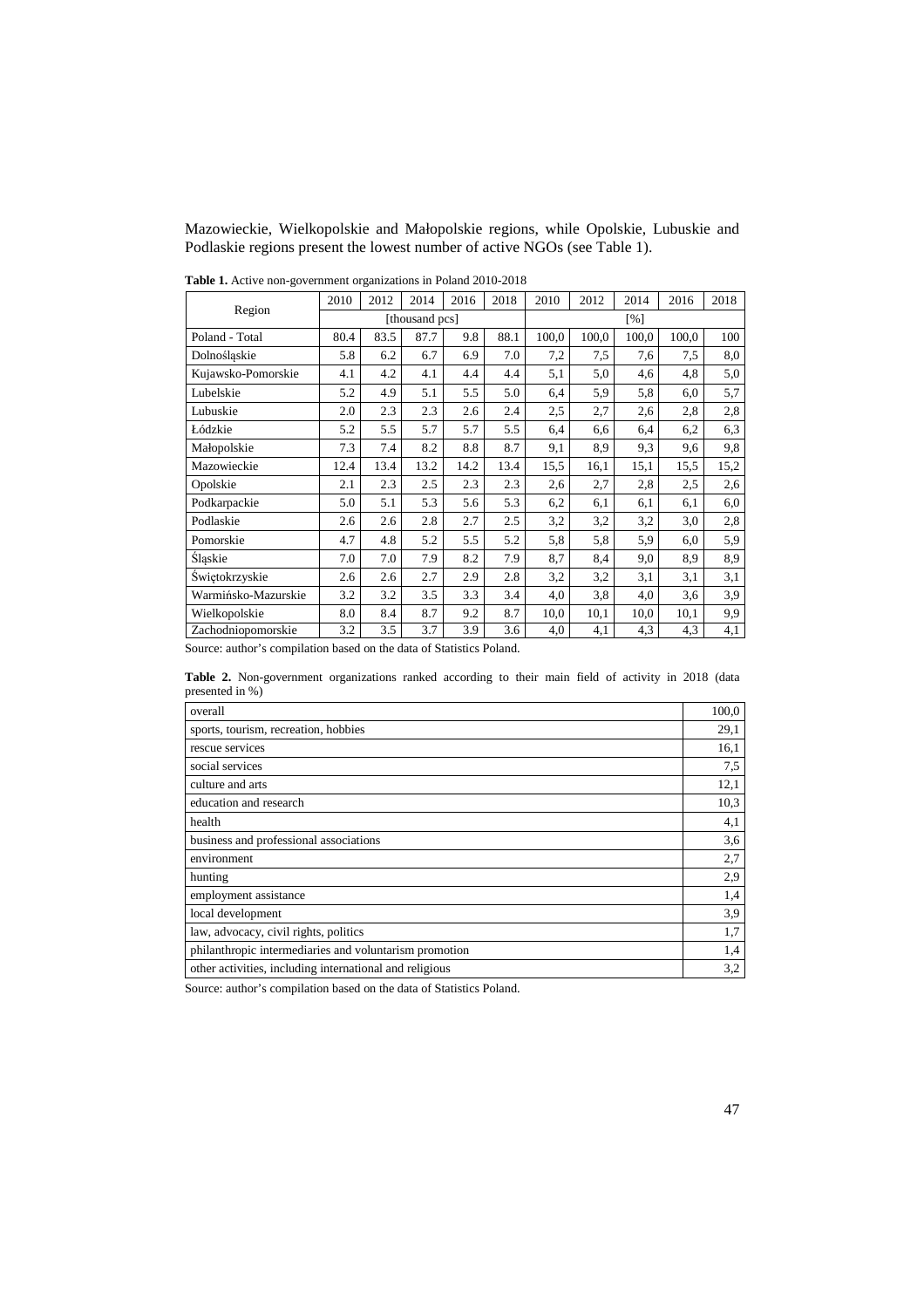Mazowieckie, Wielkopolskie and Małopolskie regions, while Opolskie, Lubuskie and Podlaskie regions present the lowest number of active NGOs (see Table 1).

**Table 1.** Active non-government organizations in Poland 2010-2018

| Region | 2010 | 2012 | 2014 | 2016 | 2018 | 2010 | 2012 | 2014 | 2016 | 2018 |
|---|---|---|---|---|---|---|---|---|---|---|
| | [thousand pcs] | | | | | [%] | | | | |
| Poland - Total | 80.4 | 83.5 | 87.7 | 9.8 | 88.1 | 100,0 | 100,0 | 100,0 | 100,0 | 100 |
| Dolnośląskie | 5.8 | 6.2 | 6.7 | 6.9 | 7.0 | 7,2 | 7,5 | 7,6 | 7,5 | 8,0 |
| Kujawsko-Pomorskie | 4.1 | 4.2 | 4.1 | 4.4 | 4.4 | 5,1 | 5,0 | 4,6 | 4,8 | 5,0 |
| Lubelskie | 5.2 | 4.9 | 5.1 | 5.5 | 5.0 | 6,4 | 5,9 | 5,8 | 6,0 | 5,7 |
| Lubuskie | 2.0 | 2.3 | 2.3 | 2.6 | 2.4 | 2,5 | 2,7 | 2,6 | 2,8 | 2,8 |
| Łódzkie | 5.2 | 5.5 | 5.7 | 5.7 | 5.5 | 6,4 | 6,6 | 6,4 | 6,2 | 6,3 |
| Małopolskie | 7.3 | 7.4 | 8.2 | 8.8 | 8.7 | 9,1 | 8,9 | 9,3 | 9,6 | 9,8 |
| Mazowieckie | 12.4 | 13.4 | 13.2 | 14.2 | 13.4 | 15,5 | 16,1 | 15,1 | 15,5 | 15,2 |
| Opolskie | 2.1 | 2.3 | 2.5 | 2.3 | 2.3 | 2,6 | 2,7 | 2,8 | 2,5 | 2,6 |
| Podkarpackie | 5.0 | 5.1 | 5.3 | 5.6 | 5.3 | 6,2 | 6,1 | 6,1 | 6,1 | 6,0 |
| Podlaskie | 2.6 | 2.6 | 2.8 | 2.7 | 2.5 | 3,2 | 3,2 | 3,2 | 3,0 | 2,8 |
| Pomorskie | 4.7 | 4.8 | 5.2 | 5.5 | 5.2 | 5,8 | 5,8 | 5,9 | 6,0 | 5,9 |
| Śląskie | 7.0 | 7.0 | 7.9 | 8.2 | 7.9 | 8,7 | 8,4 | 9,0 | 8,9 | 8,9 |
| Świętokrzyskie | 2.6 | 2.6 | 2.7 | 2.9 | 2.8 | 3,2 | 3,2 | 3,1 | 3,1 | 3,1 |
| Warmińsko-Mazurskie | 3.2 | 3.2 | 3.5 | 3.3 | 3.4 | 4,0 | 3,8 | 4,0 | 3,6 | 3,9 |
| Wielkopolskie | 8.0 | 8.4 | 8.7 | 9.2 | 8.7 | 10,0 | 10,1 | 10,0 | 10,1 | 9,9 |
| Zachodniopomorskie | 3.2 | 3.5 | 3.7 | 3.9 | 3.6 | 4,0 | 4,1 | 4,3 | 4,3 | 4,1 |

Source: author's compilation based on the data of Statistics Poland.

**Table 2.** Non-government organizations ranked according to their main field of activity in 2018 (data presented in %)

| | |
|---|---|
| overall | 100,0 |
| sports, tourism, recreation, hobbies | 29,1 |
| rescue services | 16,1 |
| social services | 7,5 |
| culture and arts | 12,1 |
| education and research | 10,3 |
| health | 4,1 |
| business and professional associations | 3,6 |
| environment | 2,7 |
| hunting | 2,9 |
| employment assistance | 1,4 |
| local development | 3,9 |
| law, advocacy, civil rights, politics | 1,7 |
| philanthropic intermediaries and voluntarism promotion | 1,4 |
| other activities, including international and religious | 3,2 |

Source: author's compilation based on the data of Statistics Poland.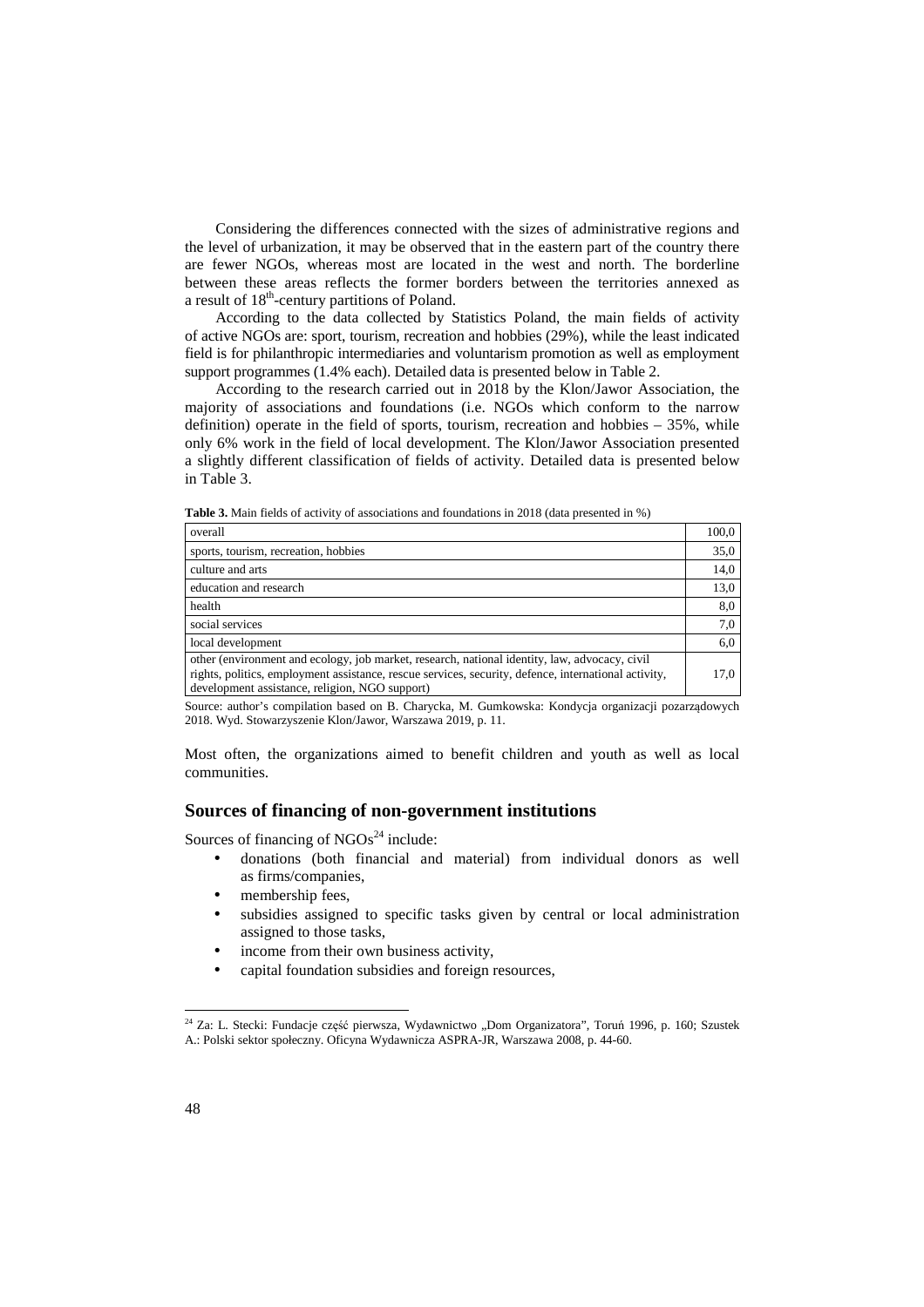Considering the differences connected with the sizes of administrative regions and the level of urbanization, it may be observed that in the eastern part of the country there are fewer NGOs, whereas most are located in the west and north. The borderline between these areas reflects the former borders between the territories annexed as a result of 18th-century partitions of Poland.

According to the data collected by Statistics Poland, the main fields of activity of active NGOs are: sport, tourism, recreation and hobbies (29%), while the least indicated field is for philanthropic intermediaries and voluntarism promotion as well as employment support programmes (1.4% each). Detailed data is presented below in Table 2.

According to the research carried out in 2018 by the Klon/Jawor Association, the majority of associations and foundations (i.e. NGOs which conform to the narrow definition) operate in the field of sports, tourism, recreation and hobbies – 35%, while only 6% work in the field of local development. The Klon/Jawor Association presented a slightly different classification of fields of activity. Detailed data is presented below in Table 3.

**Table 3.** Main fields of activity of associations and foundations in 2018 (data presented in %)

| | |
|---|---|
| overall | 100,0 |
| sports, tourism, recreation, hobbies | 35,0 |
| culture and arts | 14,0 |
| education and research | 13,0 |
| health | 8,0 |
| social services | 7,0 |
| local development | 6,0 |
| other (environment and ecology, job market, research, national identity, law, advocacy, civil rights, politics, employment assistance, rescue services, security, defence, international activity, development assistance, religion, NGO support) | 17,0 |

Source: author's compilation based on B. Charycka, M. Gumkowska: Kondycja organizacji pozarządowych 2018. Wyd. Stowarzyszenie Klon/Jawor, Warszawa 2019, p. 11.

Most often, the organizations aimed to benefit children and youth as well as local communities.

## Sources of financing of non-government institutions

Sources of financing of NGOs[24] include:

- donations (both financial and material) from individual donors as well as firms/companies,
- membership fees,
- subsidies assigned to specific tasks given by central or local administration assigned to those tasks,
- income from their own business activity,
- capital foundation subsidies and foreign resources,

[24] Za: L. Stecki: Fundacje część pierwsza, Wydawnictwo „Dom Organizatora", Toruń 1996, p. 160; Szustek A.: Polski sektor społeczny. Oficyna Wydawnicza ASPRA-JR, Warszawa 2008, p. 44-60.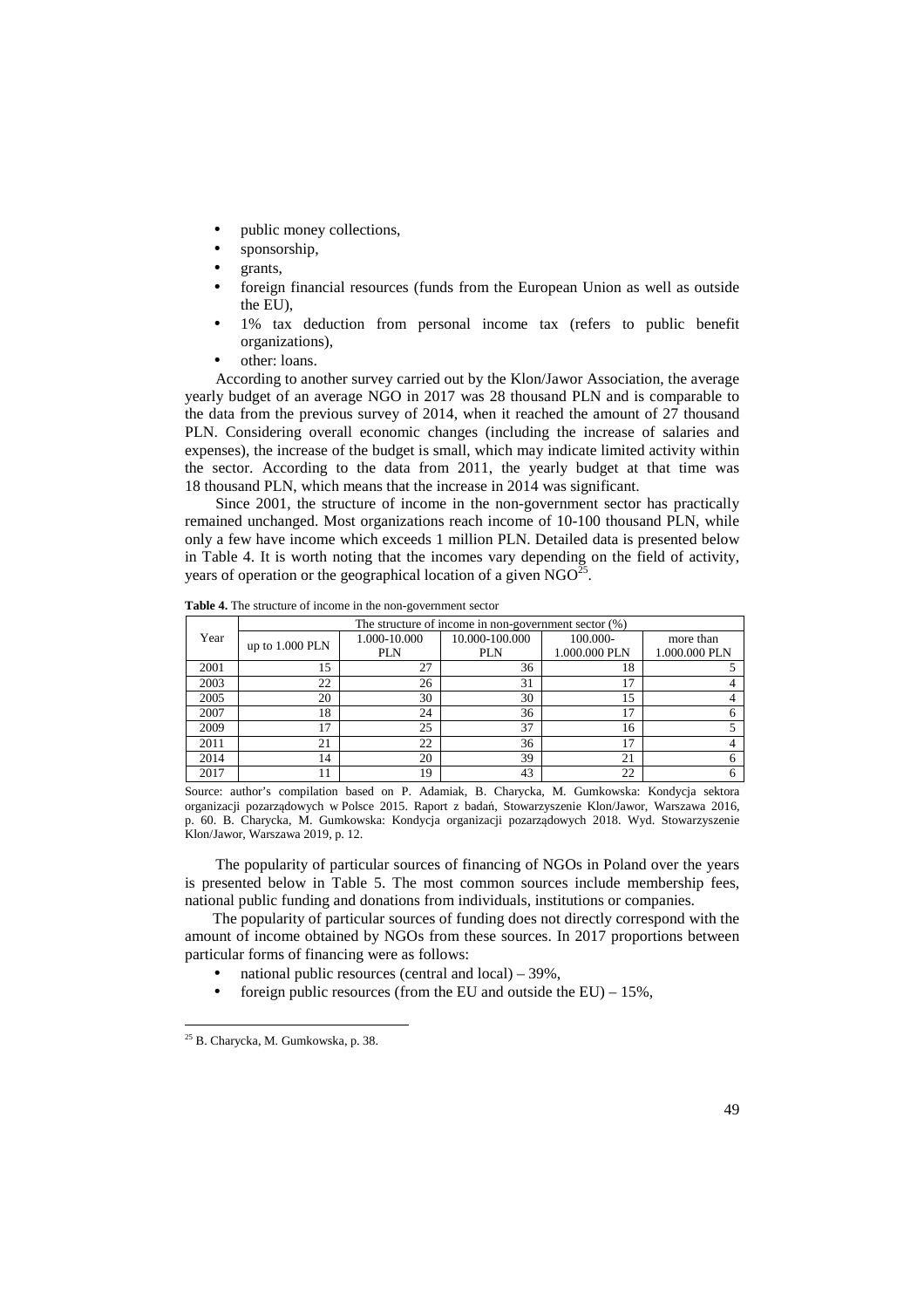- public money collections,
- sponsorship,
- grants,
- foreign financial resources (funds from the European Union as well as outside the EU),
- 1% tax deduction from personal income tax (refers to public benefit organizations),
- other: loans.

According to another survey carried out by the Klon/Jawor Association, the average yearly budget of an average NGO in 2017 was 28 thousand PLN and is comparable to the data from the previous survey of 2014, when it reached the amount of 27 thousand PLN. Considering overall economic changes (including the increase of salaries and expenses), the increase of the budget is small, which may indicate limited activity within the sector. According to the data from 2011, the yearly budget at that time was 18 thousand PLN, which means that the increase in 2014 was significant.

Since 2001, the structure of income in the non-government sector has practically remained unchanged. Most organizations reach income of 10-100 thousand PLN, while only a few have income which exceeds 1 million PLN. Detailed data is presented below in Table 4. It is worth noting that the incomes vary depending on the field of activity, years of operation or the geographical location of a given NGO[25].

**Table 4.** The structure of income in the non-government sector

| Year | The structure of income in non-government sector (%) | | | | |
|---|---|---|---|---|---|
| | up to 1.000 PLN | 1.000-10.000 PLN | 10.000-100.000 PLN | 100.000-1.000.000 PLN | more than 1.000.000 PLN |
| 2001 | 15 | 27 | 36 | 18 | 5 |
| 2003 | 22 | 26 | 31 | 17 | 4 |
| 2005 | 20 | 30 | 30 | 15 | 4 |
| 2007 | 18 | 24 | 36 | 17 | 6 |
| 2009 | 17 | 25 | 37 | 16 | 5 |
| 2011 | 21 | 22 | 36 | 17 | 4 |
| 2014 | 14 | 20 | 39 | 21 | 6 |
| 2017 | 11 | 19 | 43 | 22 | 6 |

Source: author's compilation based on P. Adamiak, B. Charycka, M. Gumkowska: Kondycja sektora organizacji pozarządowych w Polsce 2015. Raport z badań, Stowarzyszenie Klon/Jawor, Warszawa 2016, p. 60. B. Charycka, M. Gumkowska: Kondycja organizacji pozarządowych 2018. Wyd. Stowarzyszenie Klon/Jawor, Warszawa 2019, p. 12.

The popularity of particular sources of financing of NGOs in Poland over the years is presented below in Table 5. The most common sources include membership fees, national public funding and donations from individuals, institutions or companies.

The popularity of particular sources of funding does not directly correspond with the amount of income obtained by NGOs from these sources. In 2017 proportions between particular forms of financing were as follows:

- national public resources (central and local) – 39%,
- foreign public resources (from the EU and outside the EU) – 15%,

[25] B. Charycka, M. Gumkowska, p. 38.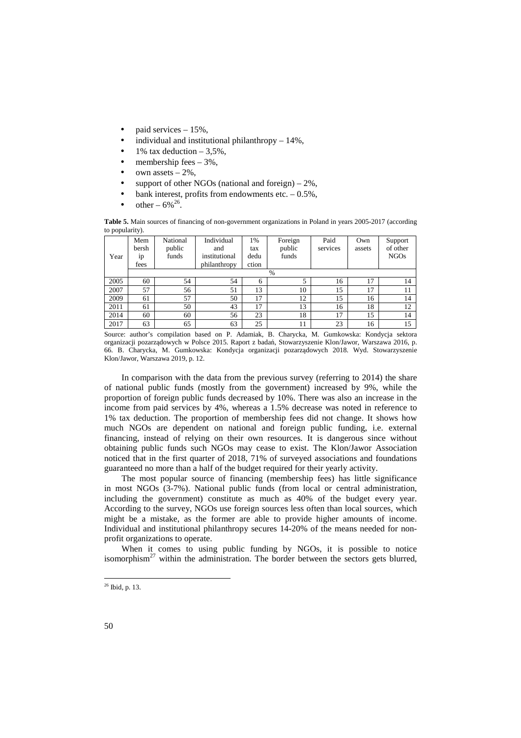- paid services – 15%,
- individual and institutional philanthropy – 14%,
- 1% tax deduction – 3,5%,
- membership fees – 3%,
- own assets – 2%,
- support of other NGOs (national and foreign) – 2%,
- bank interest, profits from endowments etc. – 0.5%,
- other – 6%[26].

**Table 5.** Main sources of financing of non-government organizations in Poland in years 2005-2017 (according to popularity).

| Year | Membership fees | National public funds | Individual and institutional philanthropy | 1% tax deduction | Foreign public funds | Paid services | Own assets | Support of other NGOs |
|---|---|---|---|---|---|---|---|---|
| | % | | | | | | | |
| 2005 | 60 | 54 | 54 | 6 | 5 | 16 | 17 | 14 |
| 2007 | 57 | 56 | 51 | 13 | 10 | 15 | 17 | 11 |
| 2009 | 61 | 57 | 50 | 17 | 12 | 15 | 16 | 14 |
| 2011 | 61 | 50 | 43 | 17 | 13 | 16 | 18 | 12 |
| 2014 | 60 | 60 | 56 | 23 | 18 | 17 | 15 | 14 |
| 2017 | 63 | 65 | 63 | 25 | 11 | 23 | 16 | 15 |

Source: author's compilation based on P. Adamiak, B. Charycka, M. Gumkowska: Kondycja sektora organizacji pozarządowych w Polsce 2015. Raport z badań, Stowarzyszenie Klon/Jawor, Warszawa 2016, p. 66. B. Charycka, M. Gumkowska: Kondycja organizacji pozarządowych 2018. Wyd. Stowarzyszenie Klon/Jawor, Warszawa 2019, p. 12.

In comparison with the data from the previous survey (referring to 2014) the share of national public funds (mostly from the government) increased by 9%, while the proportion of foreign public funds decreased by 10%. There was also an increase in the income from paid services by 4%, whereas a 1.5% decrease was noted in reference to 1% tax deduction. The proportion of membership fees did not change. It shows how much NGOs are dependent on national and foreign public funding, i.e. external financing, instead of relying on their own resources. It is dangerous since without obtaining public funds such NGOs may cease to exist. The Klon/Jawor Association noticed that in the first quarter of 2018, 71% of surveyed associations and foundations guaranteed no more than a half of the budget required for their yearly activity.

The most popular source of financing (membership fees) has little significance in most NGOs (3-7%). National public funds (from local or central administration, including the government) constitute as much as 40% of the budget every year. According to the survey, NGOs use foreign sources less often than local sources, which might be a mistake, as the former are able to provide higher amounts of income. Individual and institutional philanthropy secures 14-20% of the means needed for non-profit organizations to operate.

When it comes to using public funding by NGOs, it is possible to notice isomorphism[27] within the administration. The border between the sectors gets blurred,

[26] Ibid, p. 13.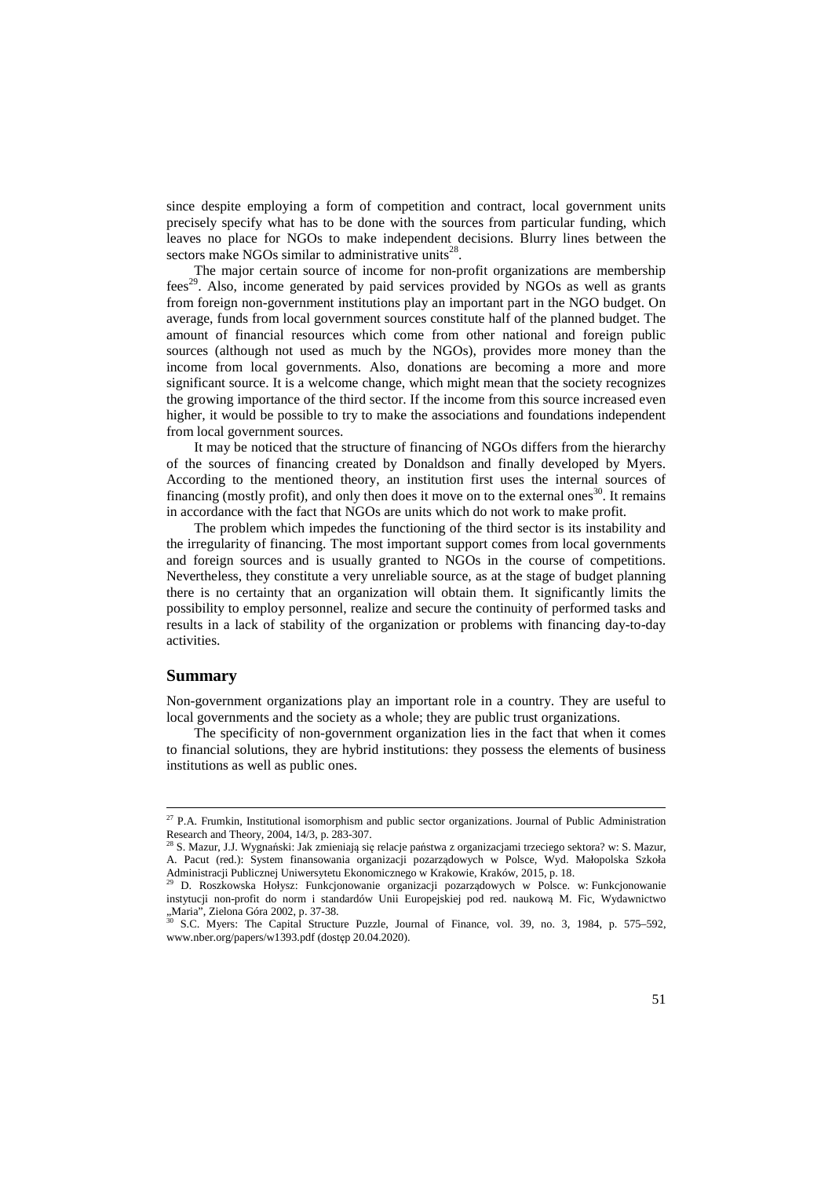since despite employing a form of competition and contract, local government units precisely specify what has to be done with the sources from particular funding, which leaves no place for NGOs to make independent decisions. Blurry lines between the sectors make NGOs similar to administrative units[28].

The major certain source of income for non-profit organizations are membership fees[29]. Also, income generated by paid services provided by NGOs as well as grants from foreign non-government institutions play an important part in the NGO budget. On average, funds from local government sources constitute half of the planned budget. The amount of financial resources which come from other national and foreign public sources (although not used as much by the NGOs), provides more money than the income from local governments. Also, donations are becoming a more and more significant source. It is a welcome change, which might mean that the society recognizes the growing importance of the third sector. If the income from this source increased even higher, it would be possible to try to make the associations and foundations independent from local government sources.

It may be noticed that the structure of financing of NGOs differs from the hierarchy of the sources of financing created by Donaldson and finally developed by Myers. According to the mentioned theory, an institution first uses the internal sources of financing (mostly profit), and only then does it move on to the external ones[30]. It remains in accordance with the fact that NGOs are units which do not work to make profit.

The problem which impedes the functioning of the third sector is its instability and the irregularity of financing. The most important support comes from local governments and foreign sources and is usually granted to NGOs in the course of competitions. Nevertheless, they constitute a very unreliable source, as at the stage of budget planning there is no certainty that an organization will obtain them. It significantly limits the possibility to employ personnel, realize and secure the continuity of performed tasks and results in a lack of stability of the organization or problems with financing day-to-day activities.

## Summary

Non-government organizations play an important role in a country. They are useful to local governments and the society as a whole; they are public trust organizations.

The specificity of non-government organization lies in the fact that when it comes to financial solutions, they are hybrid institutions: they possess the elements of business institutions as well as public ones.

---

[27] P.A. Frumkin, Institutional isomorphism and public sector organizations. Journal of Public Administration Research and Theory, 2004, 14/3, p. 283-307.

[28] S. Mazur, J.J. Wygnański: Jak zmieniają się relacje państwa z organizacjami trzeciego sektora? w: S. Mazur, A. Pacut (red.): System finansowania organizacji pozarządowych w Polsce, Wyd. Małopolska Szkoła Administracji Publicznej Uniwersytetu Ekonomicznego w Krakowie, Kraków, 2015, p. 18.

[29] D. Roszkowska Hołysz: Funkcjonowanie organizacji pozarządowych w Polsce. w: Funkcjonowanie instytucji non-profit do norm i standardów Unii Europejskiej pod red. naukową M. Fic, Wydawnictwo „Maria", Zielona Góra 2002, p. 37-38.

[30] S.C. Myers: The Capital Structure Puzzle, Journal of Finance, vol. 39, no. 3, 1984, p. 575–592, www.nber.org/papers/w1393.pdf (dostęp 20.04.2020).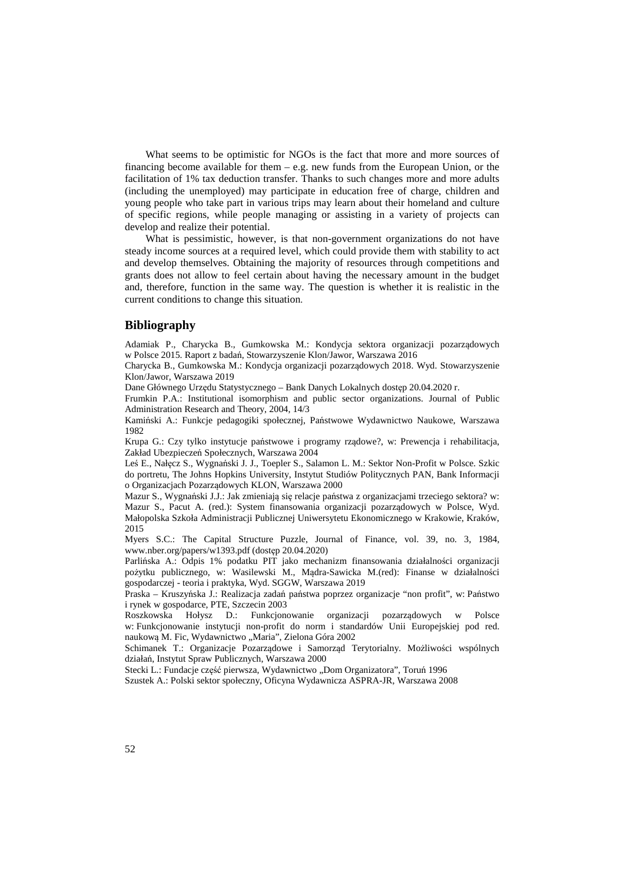What seems to be optimistic for NGOs is the fact that more and more sources of financing become available for them – e.g. new funds from the European Union, or the facilitation of 1% tax deduction transfer. Thanks to such changes more and more adults (including the unemployed) may participate in education free of charge, children and young people who take part in various trips may learn about their homeland and culture of specific regions, while people managing or assisting in a variety of projects can develop and realize their potential.

What is pessimistic, however, is that non-government organizations do not have steady income sources at a required level, which could provide them with stability to act and develop themselves. Obtaining the majority of resources through competitions and grants does not allow to feel certain about having the necessary amount in the budget and, therefore, function in the same way. The question is whether it is realistic in the current conditions to change this situation.

## Bibliography

Adamiak P., Charycka B., Gumkowska M.: Kondycja sektora organizacji pozarządowych w Polsce 2015. Raport z badań, Stowarzyszenie Klon/Jawor, Warszawa 2016

Charycka B., Gumkowska M.: Kondycja organizacji pozarządowych 2018. Wyd. Stowarzyszenie Klon/Jawor, Warszawa 2019

Dane Głównego Urzędu Statystycznego – Bank Danych Lokalnych dostęp 20.04.2020 r.

Frumkin P.A.: Institutional isomorphism and public sector organizations. Journal of Public Administration Research and Theory, 2004, 14/3

Kamiński A.: Funkcje pedagogiki społecznej, Państwowe Wydawnictwo Naukowe, Warszawa 1982

Krupa G.: Czy tylko instytucje państwowe i programy rządowe?, w: Prewencja i rehabilitacja, Zakład Ubezpieczeń Społecznych, Warszawa 2004

Leś E., Nałęcz S., Wygnański J. J., Toepler S., Salamon L. M.: Sektor Non-Profit w Polsce. Szkic do portretu, The Johns Hopkins University, Instytut Studiów Politycznych PAN, Bank Informacji o Organizacjach Pozarządowych KLON, Warszawa 2000

Mazur S., Wygnański J.J.: Jak zmieniają się relacje państwa z organizacjami trzeciego sektora? w: Mazur S., Pacut A. (red.): System finansowania organizacji pozarządowych w Polsce, Wyd. Małopolska Szkoła Administracji Publicznej Uniwersytetu Ekonomicznego w Krakowie, Kraków, 2015

Myers S.C.: The Capital Structure Puzzle, Journal of Finance, vol. 39, no. 3, 1984, www.nber.org/papers/w1393.pdf (dostęp 20.04.2020)

Parlińska A.: Odpis 1% podatku PIT jako mechanizm finansowania działalności organizacji pożytku publicznego, w: Wasilewski M., Mądra-Sawicka M.(red): Finanse w działalności gospodarczej - teoria i praktyka, Wyd. SGGW, Warszawa 2019

Praska – Kruszyńska J.: Realizacja zadań państwa poprzez organizacje "non profit", w: Państwo i rynek w gospodarce, PTE, Szczecin 2003

Roszkowska Hołysz D.: Funkcjonowanie organizacji pozarządowych w Polsce w: Funkcjonowanie instytucji non-profit do norm i standardów Unii Europejskiej pod red. naukową M. Fic, Wydawnictwo „Maria", Zielona Góra 2002

Schimanek T.: Organizacje Pozarządowe i Samorząd Terytorialny. Możliwości wspólnych działań, Instytut Spraw Publicznych, Warszawa 2000

Stecki L.: Fundacje część pierwsza, Wydawnictwo „Dom Organizatora", Toruń 1996

Szustek A.: Polski sektor społeczny, Oficyna Wydawnicza ASPRA-JR, Warszawa 2008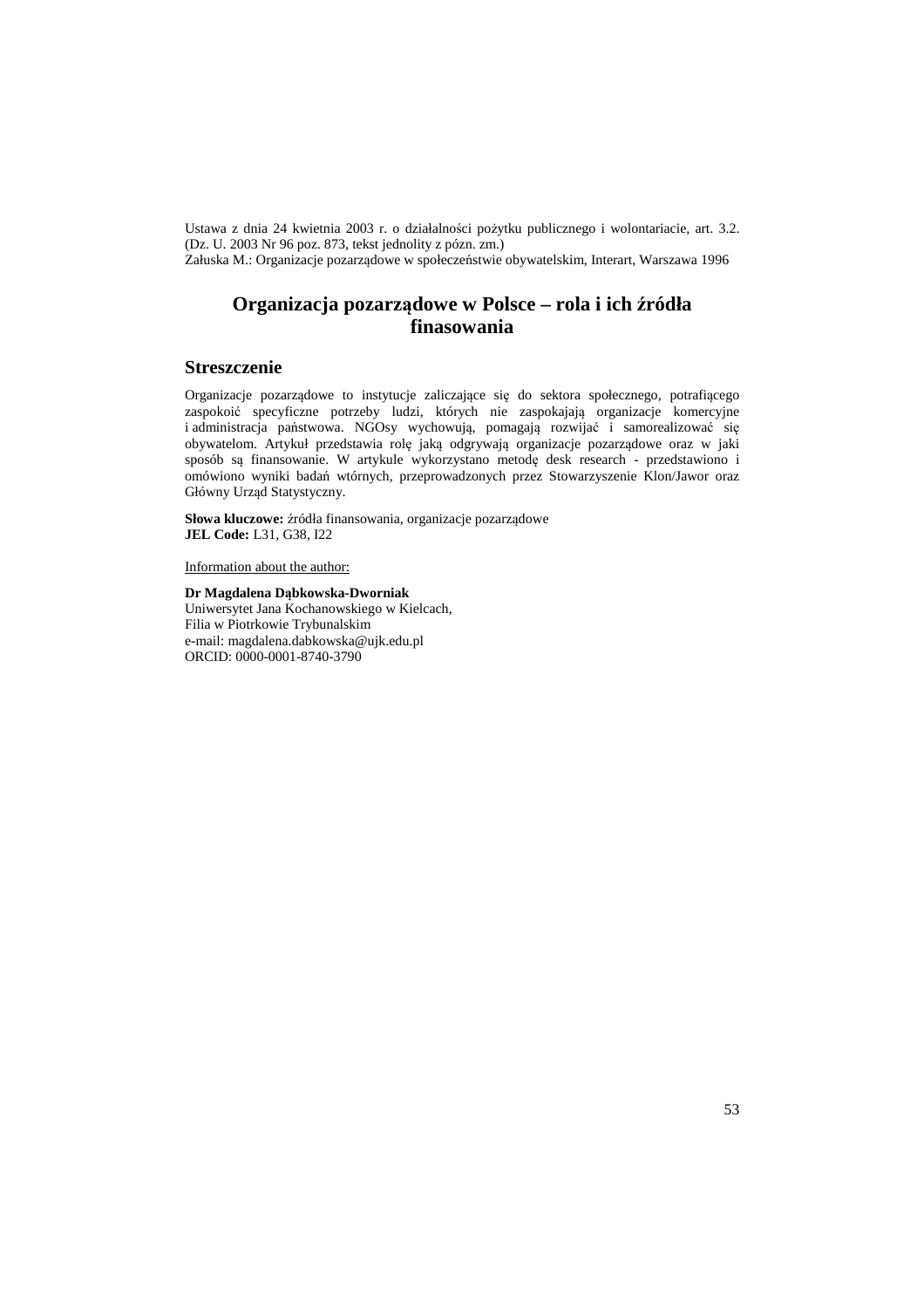Ustawa z dnia 24 kwietnia 2003 r. o działalności pożytku publicznego i wolontariacie, art. 3.2. (Dz. U. 2003 Nr 96 poz. 873, tekst jednolity z pózn. zm.)

Załuska M.: Organizacje pozarządowe w społeczeństwie obywatelskim, Interart, Warszawa 1996

# Organizacja pozarządowe w Polsce – rola i ich źródła finasowania

## Streszczenie

Organizacje pozarządowe to instytucje zaliczające się do sektora społecznego, potrafiącego zaspokoić specyficzne potrzeby ludzi, których nie zaspokajają organizacje komercyjne i administracja państwowa. NGOsy wychowują, pomagają rozwijać i samorealizować się obywatelom. Artykuł przedstawia rolę jaką odgrywają organizacje pozarządowe oraz w jaki sposób są finansowanie. W artykule wykorzystano metodę desk research - przedstawiono i omówiono wyniki badań wtórnych, przeprowadzonych przez Stowarzyszenie Klon/Jawor oraz Główny Urząd Statystyczny.

**Słowa kluczowe:** źródła finansowania, organizacje pozarządowe
**JEL Code:** L31, G38, I22

Information about the author:

**Dr Magdalena Dąbkowska-Dworniak**
Uniwersytet Jana Kochanowskiego w Kielcach,
Filia w Piotrkowie Trybunalskim
e-mail: magdalena.dabkowska@ujk.edu.pl
ORCID: 0000-0001-8740-3790